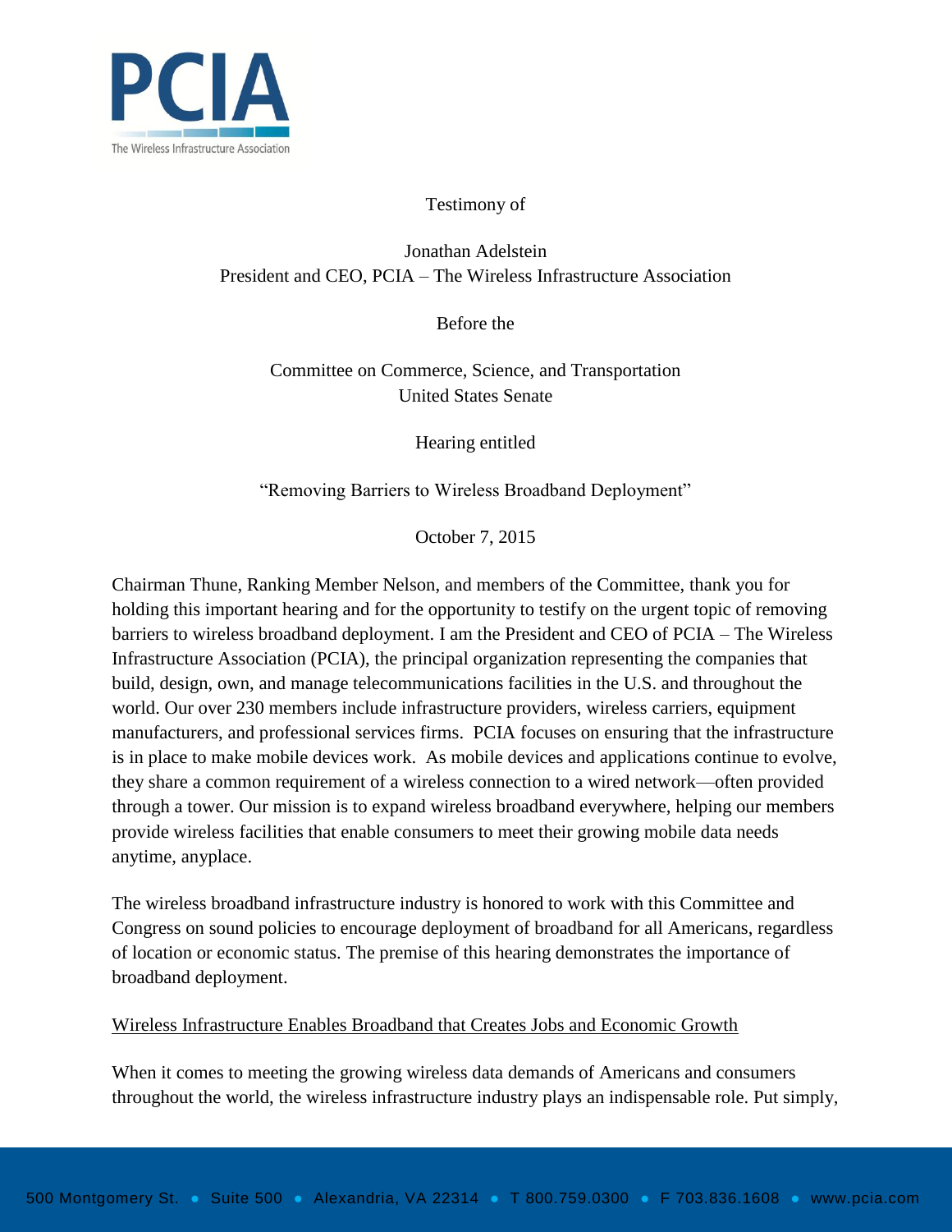PCIA

The Wireless Infrastructure Association

Testimony of

Jonathan Adelstein
President and CEO, PCIA – The Wireless Infrastructure Association

Before the

Committee on Commerce, Science, and Transportation
United States Senate

Hearing entitled

"Removing Barriers to Wireless Broadband Deployment"

October 7, 2015

Chairman Thune, Ranking Member Nelson, and members of the Committee, thank you for holding this important hearing and for the opportunity to testify on the urgent topic of removing barriers to wireless broadband deployment. I am the President and CEO of PCIA – The Wireless Infrastructure Association (PCIA), the principal organization representing the companies that build, design, own, and manage telecommunications facilities in the U.S. and throughout the world. Our over 230 members include infrastructure providers, wireless carriers, equipment manufacturers, and professional services firms. PCIA focuses on ensuring that the infrastructure is in place to make mobile devices work. As mobile devices and applications continue to evolve, they share a common requirement of a wireless connection to a wired network—often provided through a tower. Our mission is to expand wireless broadband everywhere, helping our members provide wireless facilities that enable consumers to meet their growing mobile data needs anytime, anyplace.

The wireless broadband infrastructure industry is honored to work with this Committee and Congress on sound policies to encourage deployment of broadband for all Americans, regardless of location or economic status. The premise of this hearing demonstrates the importance of broadband deployment.

## Wireless Infrastructure Enables Broadband that Creates Jobs and Economic Growth

When it comes to meeting the growing wireless data demands of Americans and consumers throughout the world, the wireless infrastructure industry plays an indispensable role. Put simply,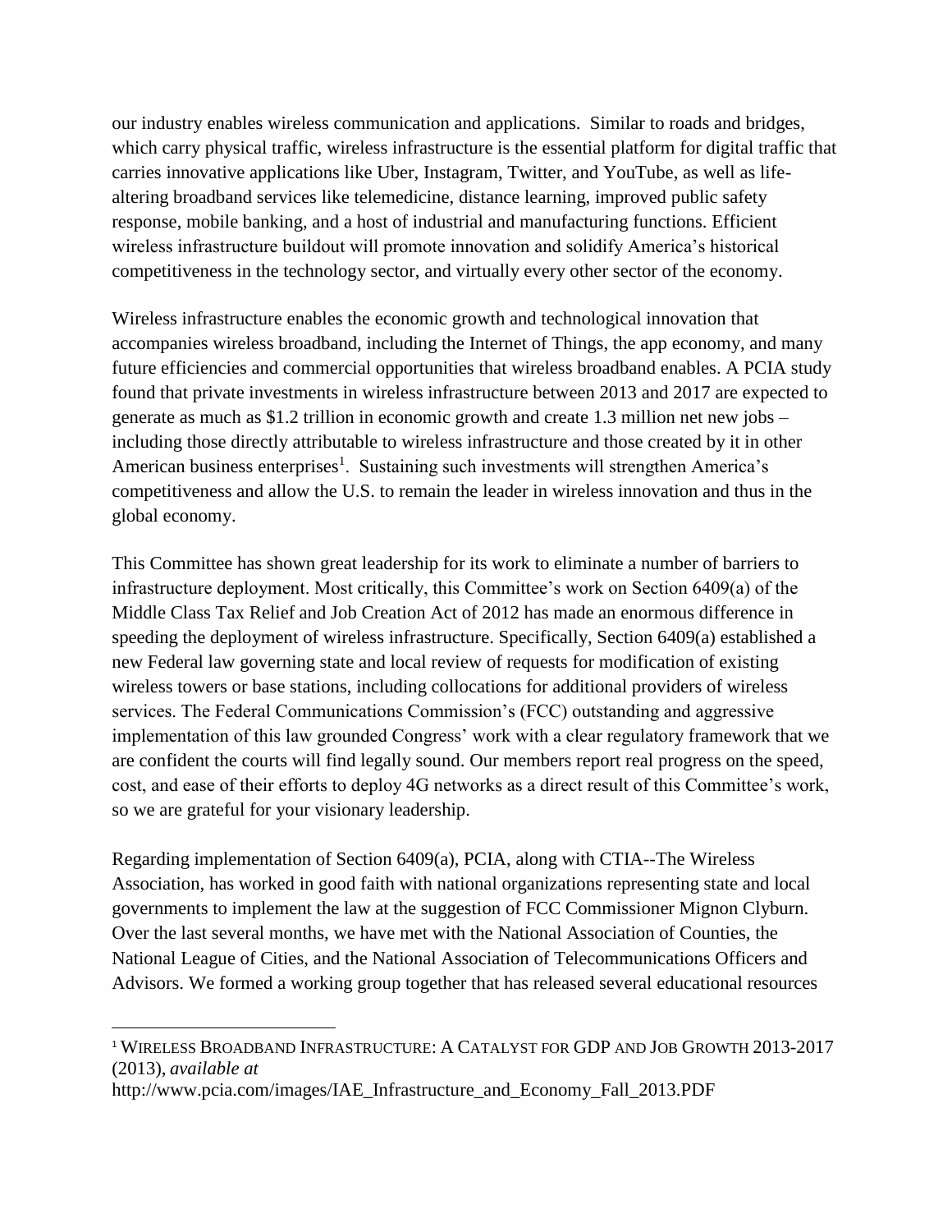our industry enables wireless communication and applications. Similar to roads and bridges, which carry physical traffic, wireless infrastructure is the essential platform for digital traffic that carries innovative applications like Uber, Instagram, Twitter, and YouTube, as well as life-altering broadband services like telemedicine, distance learning, improved public safety response, mobile banking, and a host of industrial and manufacturing functions. Efficient wireless infrastructure buildout will promote innovation and solidify America's historical competitiveness in the technology sector, and virtually every other sector of the economy.

Wireless infrastructure enables the economic growth and technological innovation that accompanies wireless broadband, including the Internet of Things, the app economy, and many future efficiencies and commercial opportunities that wireless broadband enables. A PCIA study found that private investments in wireless infrastructure between 2013 and 2017 are expected to generate as much as $1.2 trillion in economic growth and create 1.3 million net new jobs – including those directly attributable to wireless infrastructure and those created by it in other American business enterprises[1]. Sustaining such investments will strengthen America's competitiveness and allow the U.S. to remain the leader in wireless innovation and thus in the global economy.

This Committee has shown great leadership for its work to eliminate a number of barriers to infrastructure deployment. Most critically, this Committee's work on Section 6409(a) of the Middle Class Tax Relief and Job Creation Act of 2012 has made an enormous difference in speeding the deployment of wireless infrastructure. Specifically, Section 6409(a) established a new Federal law governing state and local review of requests for modification of existing wireless towers or base stations, including collocations for additional providers of wireless services. The Federal Communications Commission's (FCC) outstanding and aggressive implementation of this law grounded Congress' work with a clear regulatory framework that we are confident the courts will find legally sound. Our members report real progress on the speed, cost, and ease of their efforts to deploy 4G networks as a direct result of this Committee's work, so we are grateful for your visionary leadership.

Regarding implementation of Section 6409(a), PCIA, along with CTIA--The Wireless Association, has worked in good faith with national organizations representing state and local governments to implement the law at the suggestion of FCC Commissioner Mignon Clyburn. Over the last several months, we have met with the National Association of Counties, the National League of Cities, and the National Association of Telecommunications Officers and Advisors. We formed a working group together that has released several educational resources

---

[1] WIRELESS BROADBAND INFRASTRUCTURE: A CATALYST FOR GDP AND JOB GROWTH 2013-2017 (2013), *available at* http://www.pcia.com/images/IAE_Infrastructure_and_Economy_Fall_2013.PDF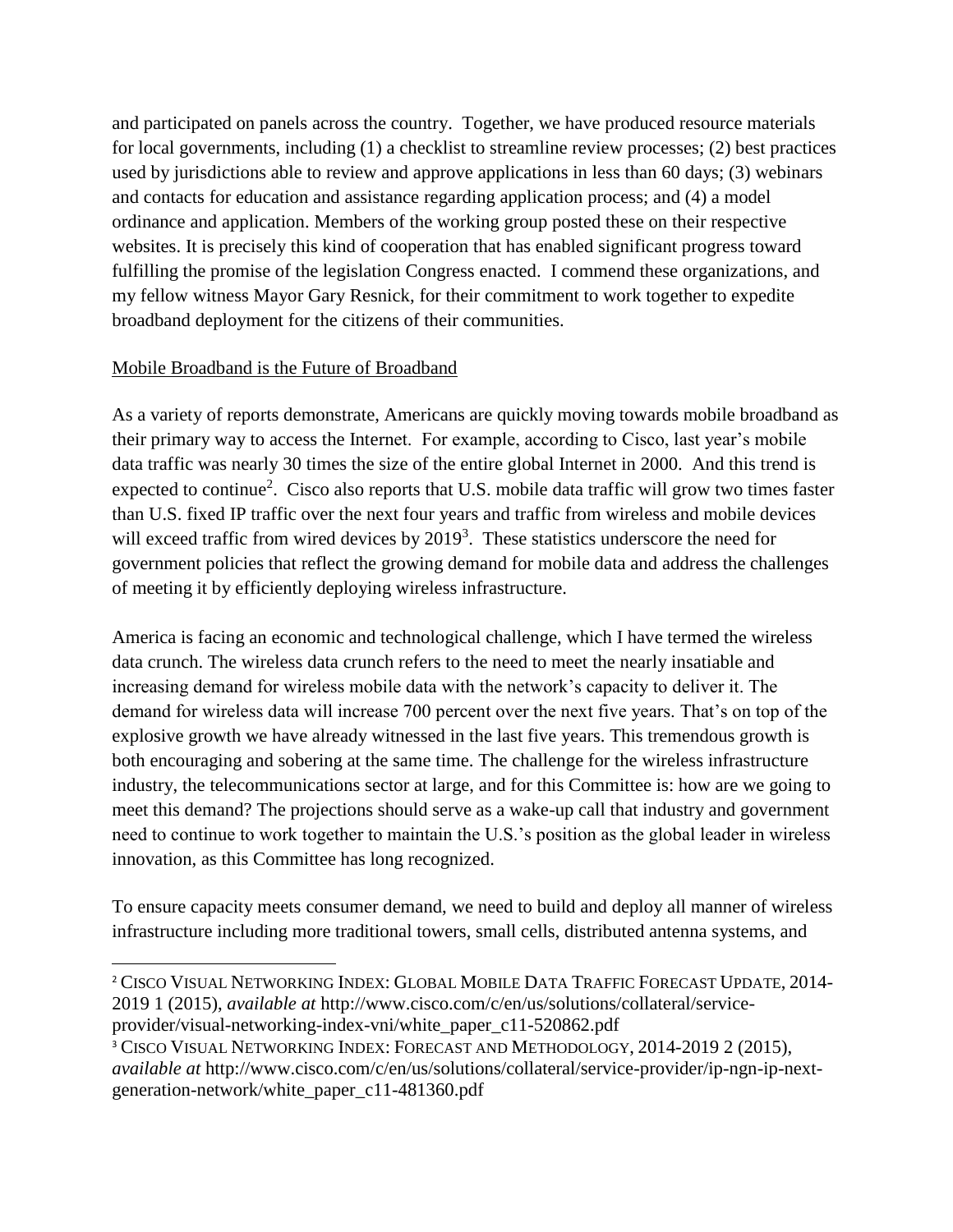and participated on panels across the country. Together, we have produced resource materials for local governments, including (1) a checklist to streamline review processes; (2) best practices used by jurisdictions able to review and approve applications in less than 60 days; (3) webinars and contacts for education and assistance regarding application process; and (4) a model ordinance and application. Members of the working group posted these on their respective websites. It is precisely this kind of cooperation that has enabled significant progress toward fulfilling the promise of the legislation Congress enacted. I commend these organizations, and my fellow witness Mayor Gary Resnick, for their commitment to work together to expedite broadband deployment for the citizens of their communities.

Mobile Broadband is the Future of Broadband

As a variety of reports demonstrate, Americans are quickly moving towards mobile broadband as their primary way to access the Internet. For example, according to Cisco, last year's mobile data traffic was nearly 30 times the size of the entire global Internet in 2000. And this trend is expected to continue[2]. Cisco also reports that U.S. mobile data traffic will grow two times faster than U.S. fixed IP traffic over the next four years and traffic from wireless and mobile devices will exceed traffic from wired devices by 2019[3]. These statistics underscore the need for government policies that reflect the growing demand for mobile data and address the challenges of meeting it by efficiently deploying wireless infrastructure.

America is facing an economic and technological challenge, which I have termed the wireless data crunch. The wireless data crunch refers to the need to meet the nearly insatiable and increasing demand for wireless mobile data with the network's capacity to deliver it. The demand for wireless data will increase 700 percent over the next five years. That's on top of the explosive growth we have already witnessed in the last five years. This tremendous growth is both encouraging and sobering at the same time. The challenge for the wireless infrastructure industry, the telecommunications sector at large, and for this Committee is: how are we going to meet this demand? The projections should serve as a wake-up call that industry and government need to continue to work together to maintain the U.S.'s position as the global leader in wireless innovation, as this Committee has long recognized.

To ensure capacity meets consumer demand, we need to build and deploy all manner of wireless infrastructure including more traditional towers, small cells, distributed antenna systems, and

---

[2] CISCO VISUAL NETWORKING INDEX: GLOBAL MOBILE DATA TRAFFIC FORECAST UPDATE, 2014-2019 1 (2015), *available at* http://www.cisco.com/c/en/us/solutions/collateral/service-provider/visual-networking-index-vni/white_paper_c11-520862.pdf

[3] CISCO VISUAL NETWORKING INDEX: FORECAST AND METHODOLOGY, 2014-2019 2 (2015), *available at* http://www.cisco.com/c/en/us/solutions/collateral/service-provider/ip-ngn-ip-next-generation-network/white_paper_c11-481360.pdf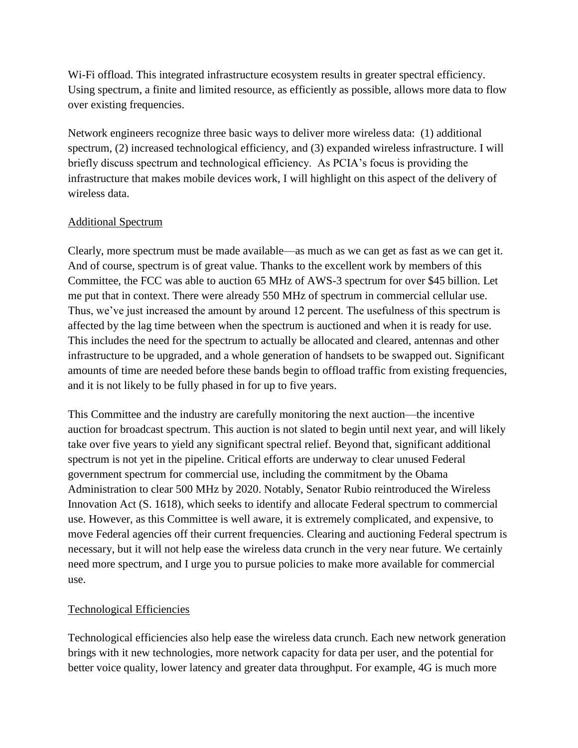Wi-Fi offload. This integrated infrastructure ecosystem results in greater spectral efficiency. Using spectrum, a finite and limited resource, as efficiently as possible, allows more data to flow over existing frequencies.

Network engineers recognize three basic ways to deliver more wireless data: (1) additional spectrum, (2) increased technological efficiency, and (3) expanded wireless infrastructure. I will briefly discuss spectrum and technological efficiency. As PCIA's focus is providing the infrastructure that makes mobile devices work, I will highlight on this aspect of the delivery of wireless data.

## Additional Spectrum

Clearly, more spectrum must be made available—as much as we can get as fast as we can get it. And of course, spectrum is of great value. Thanks to the excellent work by members of this Committee, the FCC was able to auction 65 MHz of AWS-3 spectrum for over $45 billion. Let me put that in context. There were already 550 MHz of spectrum in commercial cellular use. Thus, we've just increased the amount by around 12 percent. The usefulness of this spectrum is affected by the lag time between when the spectrum is auctioned and when it is ready for use. This includes the need for the spectrum to actually be allocated and cleared, antennas and other infrastructure to be upgraded, and a whole generation of handsets to be swapped out. Significant amounts of time are needed before these bands begin to offload traffic from existing frequencies, and it is not likely to be fully phased in for up to five years.

This Committee and the industry are carefully monitoring the next auction—the incentive auction for broadcast spectrum. This auction is not slated to begin until next year, and will likely take over five years to yield any significant spectral relief. Beyond that, significant additional spectrum is not yet in the pipeline. Critical efforts are underway to clear unused Federal government spectrum for commercial use, including the commitment by the Obama Administration to clear 500 MHz by 2020. Notably, Senator Rubio reintroduced the Wireless Innovation Act (S. 1618), which seeks to identify and allocate Federal spectrum to commercial use. However, as this Committee is well aware, it is extremely complicated, and expensive, to move Federal agencies off their current frequencies. Clearing and auctioning Federal spectrum is necessary, but it will not help ease the wireless data crunch in the very near future. We certainly need more spectrum, and I urge you to pursue policies to make more available for commercial use.

## Technological Efficiencies

Technological efficiencies also help ease the wireless data crunch. Each new network generation brings with it new technologies, more network capacity for data per user, and the potential for better voice quality, lower latency and greater data throughput. For example, 4G is much more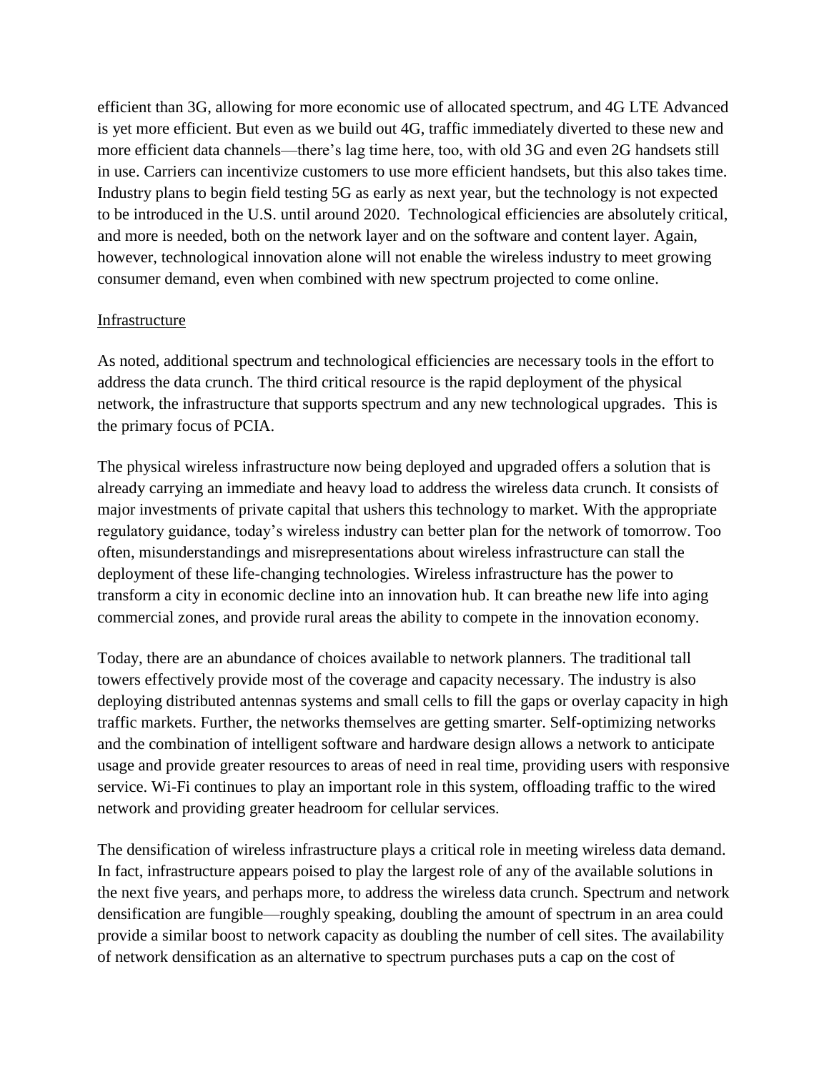efficient than 3G, allowing for more economic use of allocated spectrum, and 4G LTE Advanced is yet more efficient. But even as we build out 4G, traffic immediately diverted to these new and more efficient data channels—there's lag time here, too, with old 3G and even 2G handsets still in use. Carriers can incentivize customers to use more efficient handsets, but this also takes time. Industry plans to begin field testing 5G as early as next year, but the technology is not expected to be introduced in the U.S. until around 2020. Technological efficiencies are absolutely critical, and more is needed, both on the network layer and on the software and content layer. Again, however, technological innovation alone will not enable the wireless industry to meet growing consumer demand, even when combined with new spectrum projected to come online.

<u>Infrastructure</u>

As noted, additional spectrum and technological efficiencies are necessary tools in the effort to address the data crunch. The third critical resource is the rapid deployment of the physical network, the infrastructure that supports spectrum and any new technological upgrades. This is the primary focus of PCIA.

The physical wireless infrastructure now being deployed and upgraded offers a solution that is already carrying an immediate and heavy load to address the wireless data crunch. It consists of major investments of private capital that ushers this technology to market. With the appropriate regulatory guidance, today's wireless industry can better plan for the network of tomorrow. Too often, misunderstandings and misrepresentations about wireless infrastructure can stall the deployment of these life-changing technologies. Wireless infrastructure has the power to transform a city in economic decline into an innovation hub. It can breathe new life into aging commercial zones, and provide rural areas the ability to compete in the innovation economy.

Today, there are an abundance of choices available to network planners. The traditional tall towers effectively provide most of the coverage and capacity necessary. The industry is also deploying distributed antennas systems and small cells to fill the gaps or overlay capacity in high traffic markets. Further, the networks themselves are getting smarter. Self-optimizing networks and the combination of intelligent software and hardware design allows a network to anticipate usage and provide greater resources to areas of need in real time, providing users with responsive service. Wi-Fi continues to play an important role in this system, offloading traffic to the wired network and providing greater headroom for cellular services.

The densification of wireless infrastructure plays a critical role in meeting wireless data demand. In fact, infrastructure appears poised to play the largest role of any of the available solutions in the next five years, and perhaps more, to address the wireless data crunch. Spectrum and network densification are fungible—roughly speaking, doubling the amount of spectrum in an area could provide a similar boost to network capacity as doubling the number of cell sites. The availability of network densification as an alternative to spectrum purchases puts a cap on the cost of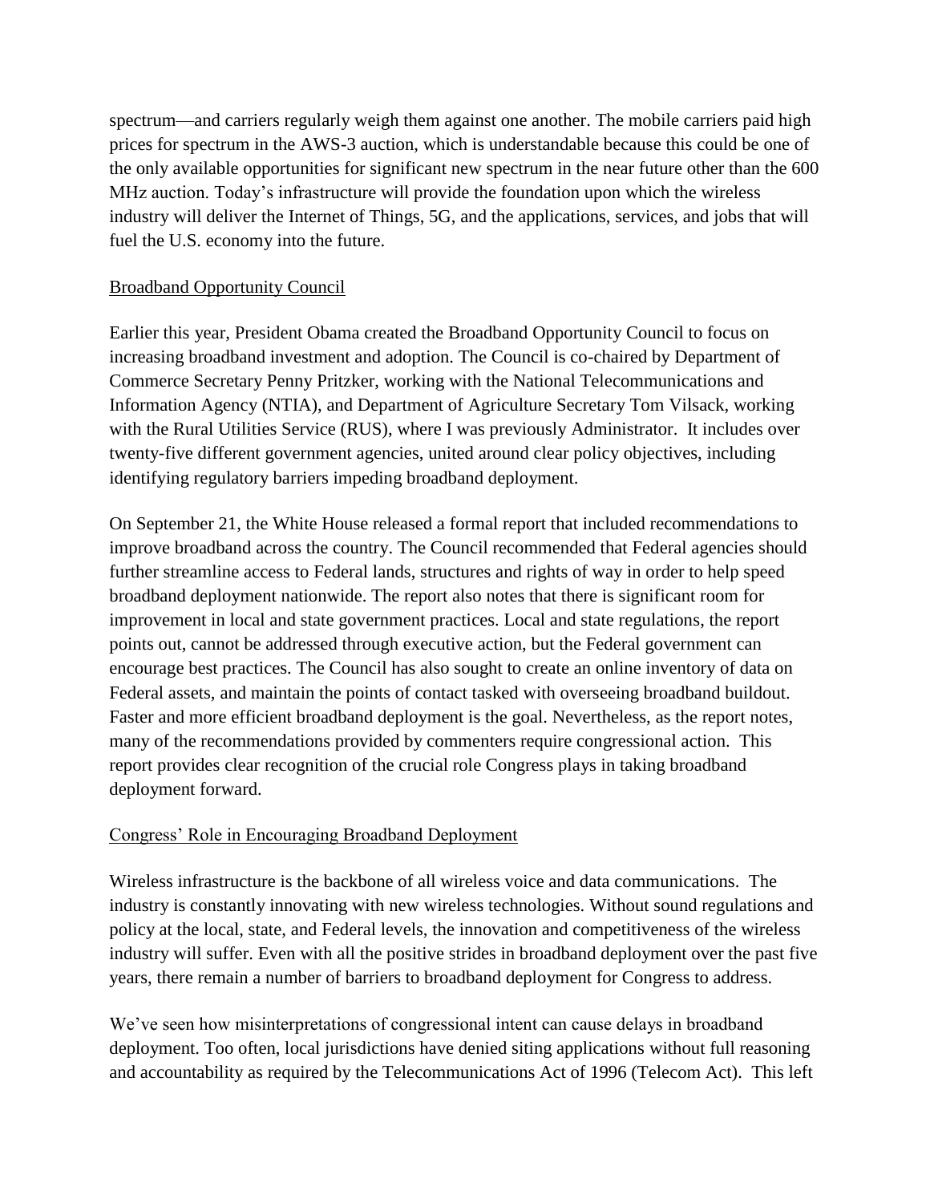spectrum—and carriers regularly weigh them against one another. The mobile carriers paid high prices for spectrum in the AWS-3 auction, which is understandable because this could be one of the only available opportunities for significant new spectrum in the near future other than the 600 MHz auction. Today's infrastructure will provide the foundation upon which the wireless industry will deliver the Internet of Things, 5G, and the applications, services, and jobs that will fuel the U.S. economy into the future.

## Broadband Opportunity Council

Earlier this year, President Obama created the Broadband Opportunity Council to focus on increasing broadband investment and adoption. The Council is co-chaired by Department of Commerce Secretary Penny Pritzker, working with the National Telecommunications and Information Agency (NTIA), and Department of Agriculture Secretary Tom Vilsack, working with the Rural Utilities Service (RUS), where I was previously Administrator. It includes over twenty-five different government agencies, united around clear policy objectives, including identifying regulatory barriers impeding broadband deployment.

On September 21, the White House released a formal report that included recommendations to improve broadband across the country. The Council recommended that Federal agencies should further streamline access to Federal lands, structures and rights of way in order to help speed broadband deployment nationwide. The report also notes that there is significant room for improvement in local and state government practices. Local and state regulations, the report points out, cannot be addressed through executive action, but the Federal government can encourage best practices. The Council has also sought to create an online inventory of data on Federal assets, and maintain the points of contact tasked with overseeing broadband buildout. Faster and more efficient broadband deployment is the goal. Nevertheless, as the report notes, many of the recommendations provided by commenters require congressional action. This report provides clear recognition of the crucial role Congress plays in taking broadband deployment forward.

## Congress' Role in Encouraging Broadband Deployment

Wireless infrastructure is the backbone of all wireless voice and data communications. The industry is constantly innovating with new wireless technologies. Without sound regulations and policy at the local, state, and Federal levels, the innovation and competitiveness of the wireless industry will suffer. Even with all the positive strides in broadband deployment over the past five years, there remain a number of barriers to broadband deployment for Congress to address.

We've seen how misinterpretations of congressional intent can cause delays in broadband deployment. Too often, local jurisdictions have denied siting applications without full reasoning and accountability as required by the Telecommunications Act of 1996 (Telecom Act). This left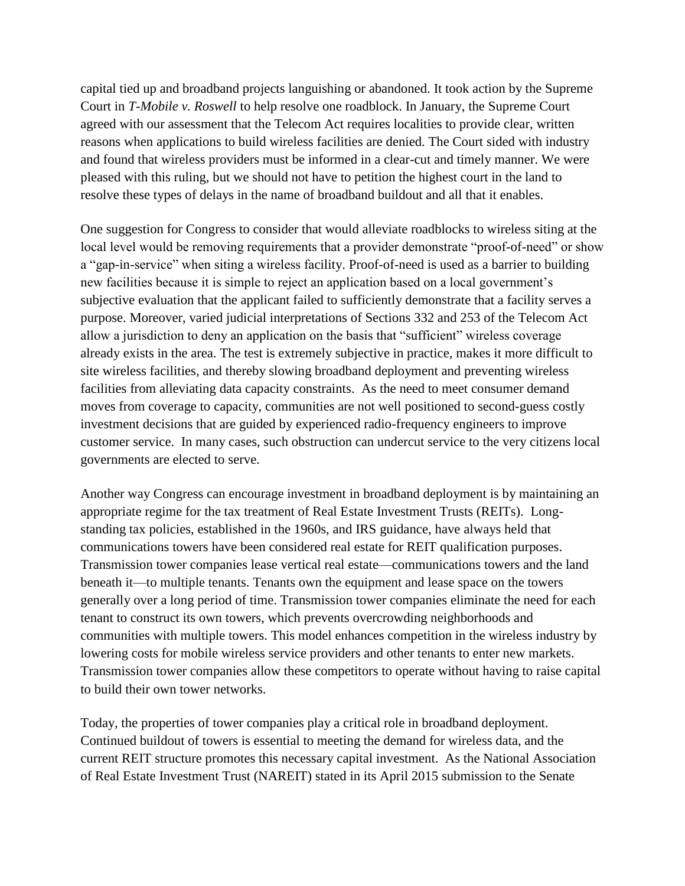capital tied up and broadband projects languishing or abandoned. It took action by the Supreme Court in *T-Mobile v. Roswell* to help resolve one roadblock. In January, the Supreme Court agreed with our assessment that the Telecom Act requires localities to provide clear, written reasons when applications to build wireless facilities are denied. The Court sided with industry and found that wireless providers must be informed in a clear-cut and timely manner. We were pleased with this ruling, but we should not have to petition the highest court in the land to resolve these types of delays in the name of broadband buildout and all that it enables.

One suggestion for Congress to consider that would alleviate roadblocks to wireless siting at the local level would be removing requirements that a provider demonstrate "proof-of-need" or show a "gap-in-service" when siting a wireless facility. Proof-of-need is used as a barrier to building new facilities because it is simple to reject an application based on a local government's subjective evaluation that the applicant failed to sufficiently demonstrate that a facility serves a purpose. Moreover, varied judicial interpretations of Sections 332 and 253 of the Telecom Act allow a jurisdiction to deny an application on the basis that "sufficient" wireless coverage already exists in the area. The test is extremely subjective in practice, makes it more difficult to site wireless facilities, and thereby slowing broadband deployment and preventing wireless facilities from alleviating data capacity constraints. As the need to meet consumer demand moves from coverage to capacity, communities are not well positioned to second-guess costly investment decisions that are guided by experienced radio-frequency engineers to improve customer service. In many cases, such obstruction can undercut service to the very citizens local governments are elected to serve.

Another way Congress can encourage investment in broadband deployment is by maintaining an appropriate regime for the tax treatment of Real Estate Investment Trusts (REITs). Long-standing tax policies, established in the 1960s, and IRS guidance, have always held that communications towers have been considered real estate for REIT qualification purposes. Transmission tower companies lease vertical real estate—communications towers and the land beneath it—to multiple tenants. Tenants own the equipment and lease space on the towers generally over a long period of time. Transmission tower companies eliminate the need for each tenant to construct its own towers, which prevents overcrowding neighborhoods and communities with multiple towers. This model enhances competition in the wireless industry by lowering costs for mobile wireless service providers and other tenants to enter new markets. Transmission tower companies allow these competitors to operate without having to raise capital to build their own tower networks.

Today, the properties of tower companies play a critical role in broadband deployment. Continued buildout of towers is essential to meeting the demand for wireless data, and the current REIT structure promotes this necessary capital investment. As the National Association of Real Estate Investment Trust (NAREIT) stated in its April 2015 submission to the Senate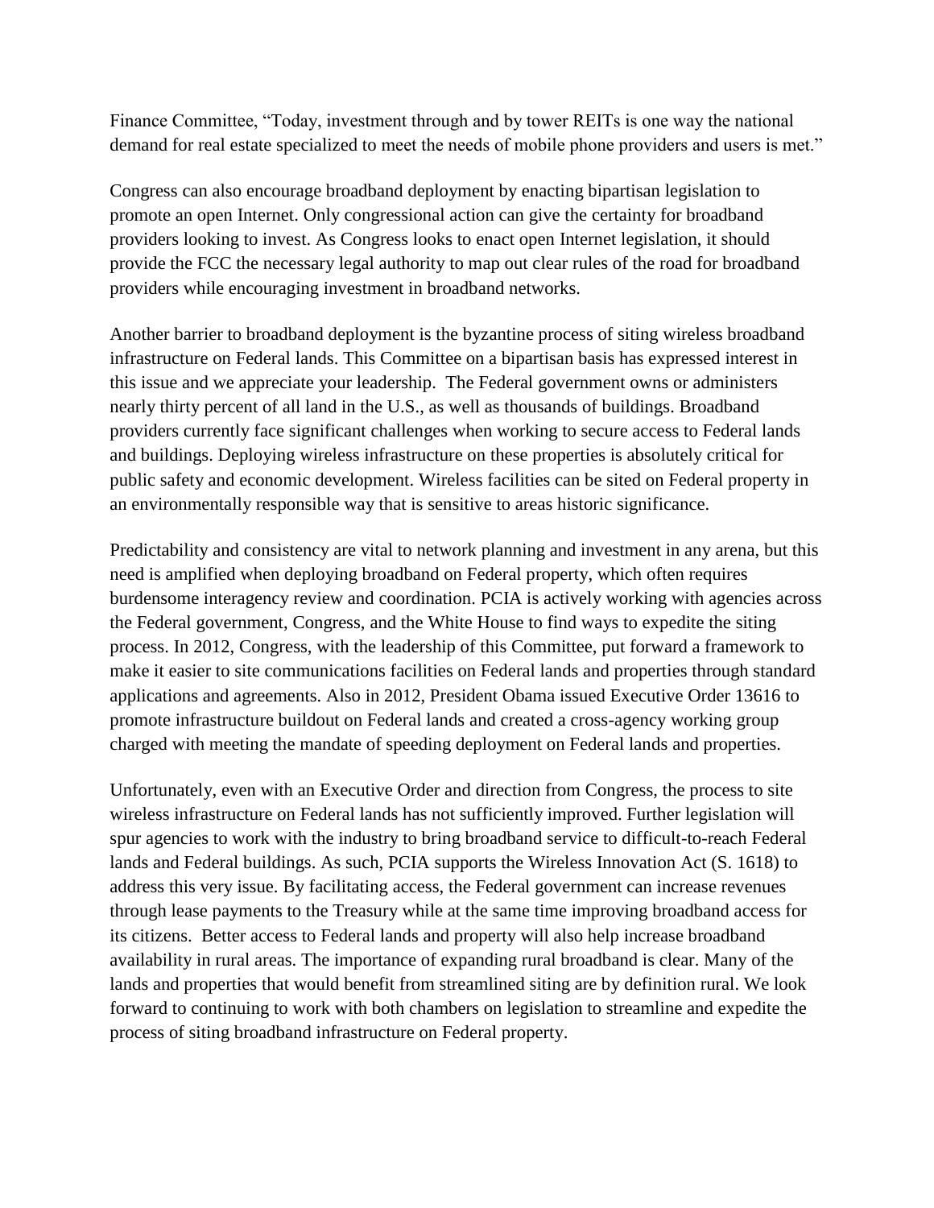Finance Committee, "Today, investment through and by tower REITs is one way the national demand for real estate specialized to meet the needs of mobile phone providers and users is met."

Congress can also encourage broadband deployment by enacting bipartisan legislation to promote an open Internet. Only congressional action can give the certainty for broadband providers looking to invest. As Congress looks to enact open Internet legislation, it should provide the FCC the necessary legal authority to map out clear rules of the road for broadband providers while encouraging investment in broadband networks.

Another barrier to broadband deployment is the byzantine process of siting wireless broadband infrastructure on Federal lands. This Committee on a bipartisan basis has expressed interest in this issue and we appreciate your leadership. The Federal government owns or administers nearly thirty percent of all land in the U.S., as well as thousands of buildings. Broadband providers currently face significant challenges when working to secure access to Federal lands and buildings. Deploying wireless infrastructure on these properties is absolutely critical for public safety and economic development. Wireless facilities can be sited on Federal property in an environmentally responsible way that is sensitive to areas historic significance.

Predictability and consistency are vital to network planning and investment in any arena, but this need is amplified when deploying broadband on Federal property, which often requires burdensome interagency review and coordination. PCIA is actively working with agencies across the Federal government, Congress, and the White House to find ways to expedite the siting process. In 2012, Congress, with the leadership of this Committee, put forward a framework to make it easier to site communications facilities on Federal lands and properties through standard applications and agreements. Also in 2012, President Obama issued Executive Order 13616 to promote infrastructure buildout on Federal lands and created a cross-agency working group charged with meeting the mandate of speeding deployment on Federal lands and properties.

Unfortunately, even with an Executive Order and direction from Congress, the process to site wireless infrastructure on Federal lands has not sufficiently improved. Further legislation will spur agencies to work with the industry to bring broadband service to difficult-to-reach Federal lands and Federal buildings. As such, PCIA supports the Wireless Innovation Act (S. 1618) to address this very issue. By facilitating access, the Federal government can increase revenues through lease payments to the Treasury while at the same time improving broadband access for its citizens. Better access to Federal lands and property will also help increase broadband availability in rural areas. The importance of expanding rural broadband is clear. Many of the lands and properties that would benefit from streamlined siting are by definition rural. We look forward to continuing to work with both chambers on legislation to streamline and expedite the process of siting broadband infrastructure on Federal property.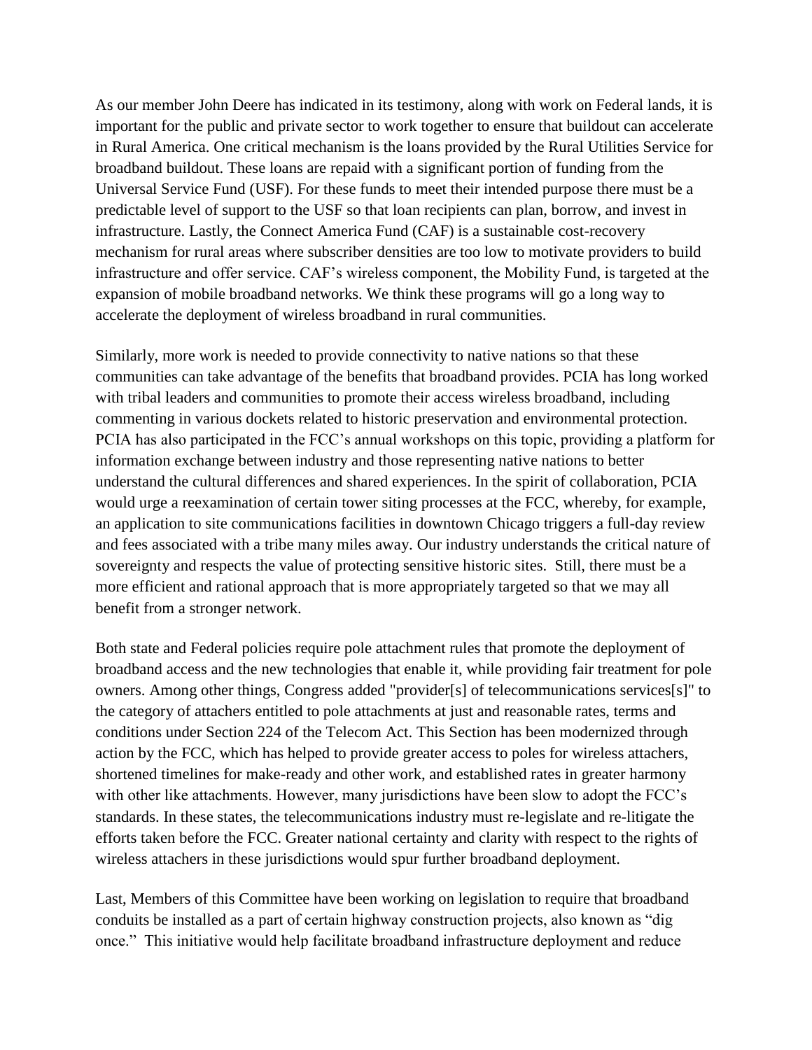As our member John Deere has indicated in its testimony, along with work on Federal lands, it is important for the public and private sector to work together to ensure that buildout can accelerate in Rural America. One critical mechanism is the loans provided by the Rural Utilities Service for broadband buildout. These loans are repaid with a significant portion of funding from the Universal Service Fund (USF). For these funds to meet their intended purpose there must be a predictable level of support to the USF so that loan recipients can plan, borrow, and invest in infrastructure. Lastly, the Connect America Fund (CAF) is a sustainable cost-recovery mechanism for rural areas where subscriber densities are too low to motivate providers to build infrastructure and offer service. CAF's wireless component, the Mobility Fund, is targeted at the expansion of mobile broadband networks. We think these programs will go a long way to accelerate the deployment of wireless broadband in rural communities.

Similarly, more work is needed to provide connectivity to native nations so that these communities can take advantage of the benefits that broadband provides. PCIA has long worked with tribal leaders and communities to promote their access wireless broadband, including commenting in various dockets related to historic preservation and environmental protection. PCIA has also participated in the FCC's annual workshops on this topic, providing a platform for information exchange between industry and those representing native nations to better understand the cultural differences and shared experiences. In the spirit of collaboration, PCIA would urge a reexamination of certain tower siting processes at the FCC, whereby, for example, an application to site communications facilities in downtown Chicago triggers a full-day review and fees associated with a tribe many miles away. Our industry understands the critical nature of sovereignty and respects the value of protecting sensitive historic sites. Still, there must be a more efficient and rational approach that is more appropriately targeted so that we may all benefit from a stronger network.

Both state and Federal policies require pole attachment rules that promote the deployment of broadband access and the new technologies that enable it, while providing fair treatment for pole owners. Among other things, Congress added "provider[s] of telecommunications services[s]" to the category of attachers entitled to pole attachments at just and reasonable rates, terms and conditions under Section 224 of the Telecom Act. This Section has been modernized through action by the FCC, which has helped to provide greater access to poles for wireless attachers, shortened timelines for make-ready and other work, and established rates in greater harmony with other like attachments. However, many jurisdictions have been slow to adopt the FCC's standards. In these states, the telecommunications industry must re-legislate and re-litigate the efforts taken before the FCC. Greater national certainty and clarity with respect to the rights of wireless attachers in these jurisdictions would spur further broadband deployment.

Last, Members of this Committee have been working on legislation to require that broadband conduits be installed as a part of certain highway construction projects, also known as "dig once." This initiative would help facilitate broadband infrastructure deployment and reduce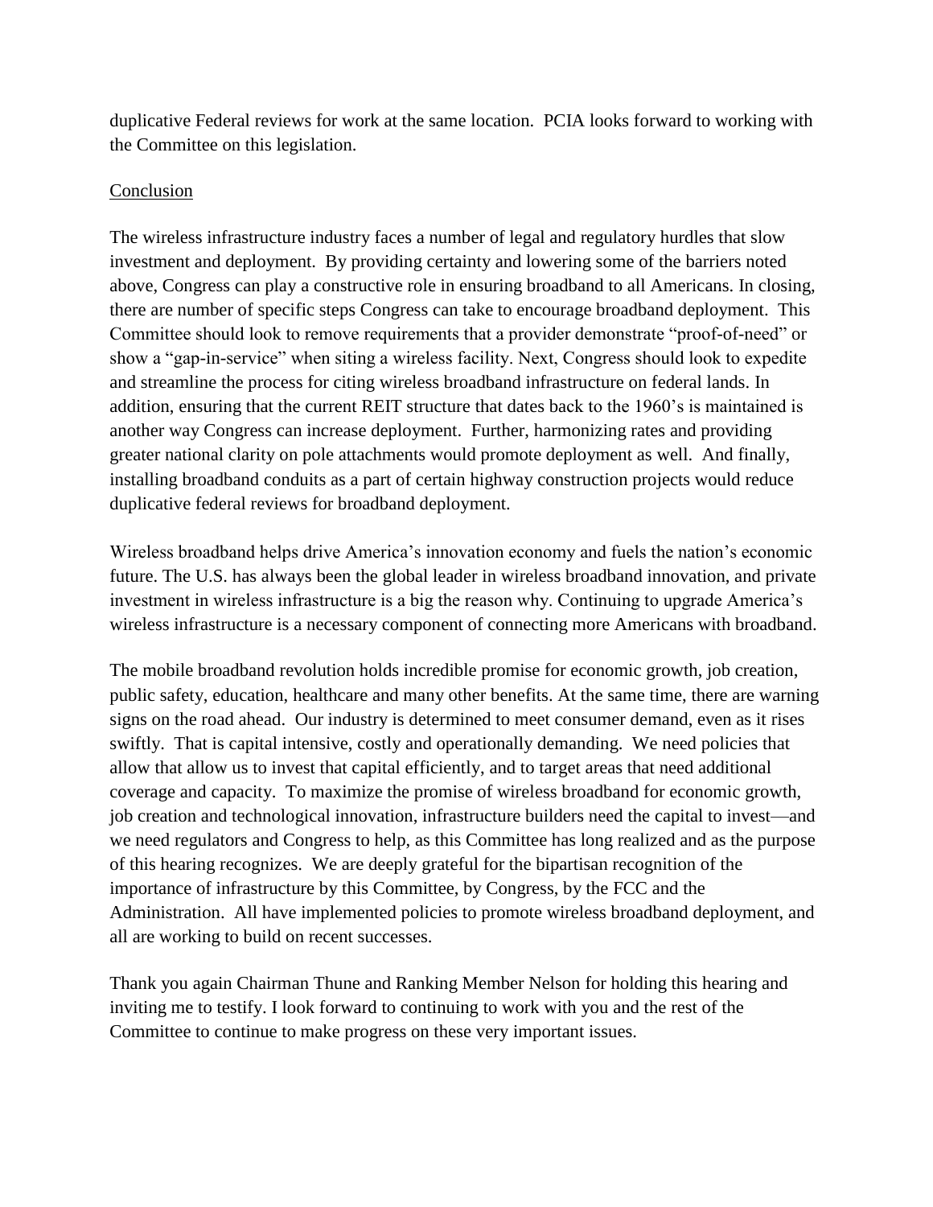duplicative Federal reviews for work at the same location. PCIA looks forward to working with the Committee on this legislation.

## Conclusion

The wireless infrastructure industry faces a number of legal and regulatory hurdles that slow investment and deployment. By providing certainty and lowering some of the barriers noted above, Congress can play a constructive role in ensuring broadband to all Americans. In closing, there are number of specific steps Congress can take to encourage broadband deployment. This Committee should look to remove requirements that a provider demonstrate "proof-of-need" or show a "gap-in-service" when siting a wireless facility. Next, Congress should look to expedite and streamline the process for citing wireless broadband infrastructure on federal lands. In addition, ensuring that the current REIT structure that dates back to the 1960's is maintained is another way Congress can increase deployment. Further, harmonizing rates and providing greater national clarity on pole attachments would promote deployment as well. And finally, installing broadband conduits as a part of certain highway construction projects would reduce duplicative federal reviews for broadband deployment.

Wireless broadband helps drive America's innovation economy and fuels the nation's economic future. The U.S. has always been the global leader in wireless broadband innovation, and private investment in wireless infrastructure is a big the reason why. Continuing to upgrade America's wireless infrastructure is a necessary component of connecting more Americans with broadband.

The mobile broadband revolution holds incredible promise for economic growth, job creation, public safety, education, healthcare and many other benefits. At the same time, there are warning signs on the road ahead. Our industry is determined to meet consumer demand, even as it rises swiftly. That is capital intensive, costly and operationally demanding. We need policies that allow that allow us to invest that capital efficiently, and to target areas that need additional coverage and capacity. To maximize the promise of wireless broadband for economic growth, job creation and technological innovation, infrastructure builders need the capital to invest—and we need regulators and Congress to help, as this Committee has long realized and as the purpose of this hearing recognizes. We are deeply grateful for the bipartisan recognition of the importance of infrastructure by this Committee, by Congress, by the FCC and the Administration. All have implemented policies to promote wireless broadband deployment, and all are working to build on recent successes.

Thank you again Chairman Thune and Ranking Member Nelson for holding this hearing and inviting me to testify. I look forward to continuing to work with you and the rest of the Committee to continue to make progress on these very important issues.